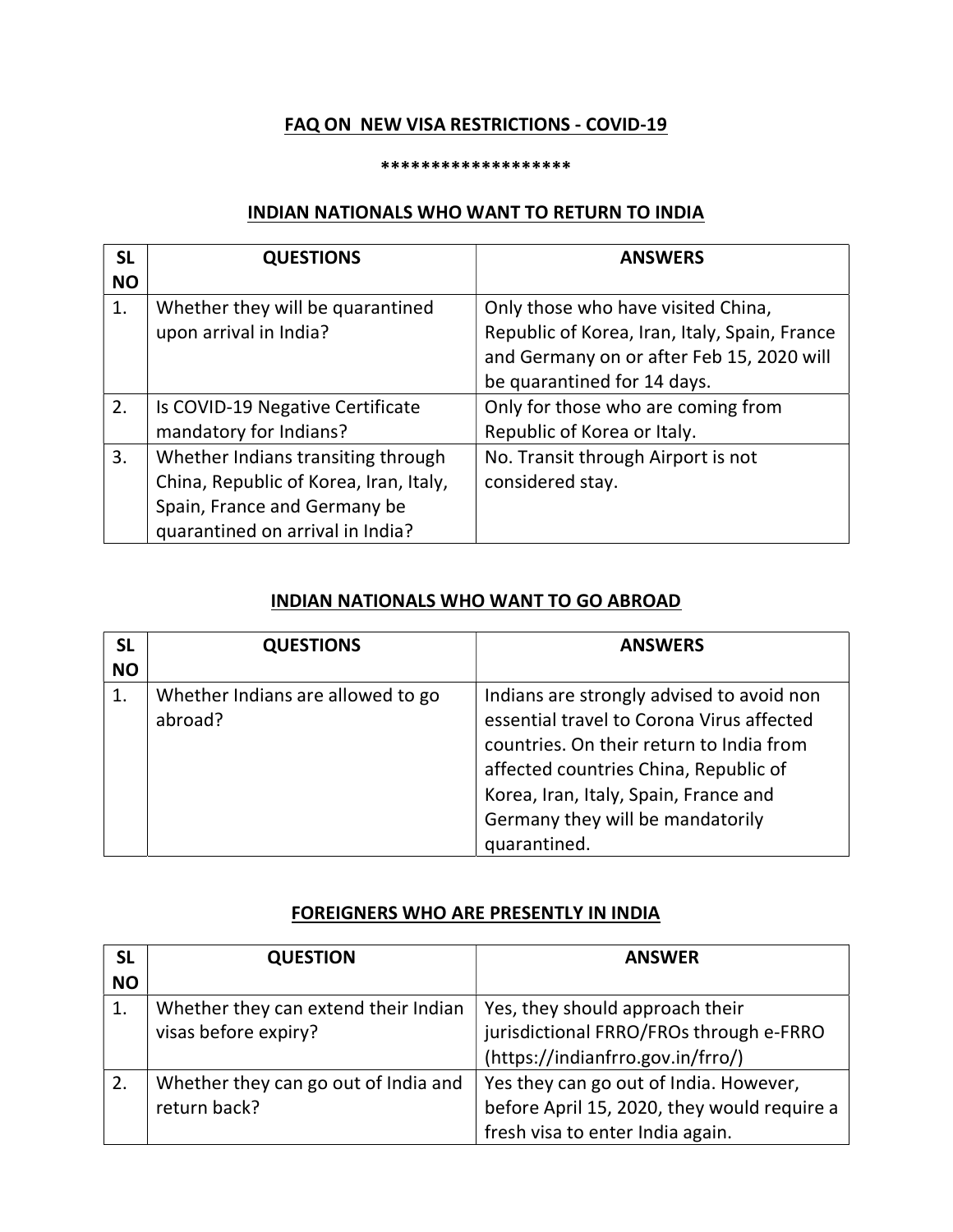# FAQ ON NEW VISA RESTRICTIONS - COVID-19

*******************

## INDIAN NATIONALS WHO WANT TO RETURN TO INDIA

| SL NO | QUESTIONS | ANSWERS |
|---|---|---|
| 1. | Whether they will be quarantined upon arrival in India? | Only those who have visited China, Republic of Korea, Iran, Italy, Spain, France and Germany on or after Feb 15, 2020 will be quarantined for 14 days. |
| 2. | Is COVID-19 Negative Certificate mandatory for Indians? | Only for those who are coming from Republic of Korea or Italy. |
| 3. | Whether Indians transiting through China, Republic of Korea, Iran, Italy, Spain, France and Germany be quarantined on arrival in India? | No. Transit through Airport is not considered stay. |

## INDIAN NATIONALS WHO WANT TO GO ABROAD

| SL NO | QUESTIONS | ANSWERS |
|---|---|---|
| 1. | Whether Indians are allowed to go abroad? | Indians are strongly advised to avoid non essential travel to Corona Virus affected countries. On their return to India from affected countries China, Republic of Korea, Iran, Italy, Spain, France and Germany they will be mandatorily quarantined. |

## FOREIGNERS WHO ARE PRESENTLY IN INDIA

| SL NO | QUESTION | ANSWER |
|---|---|---|
| 1. | Whether they can extend their Indian visas before expiry? | Yes, they should approach their jurisdictional FRRO/FROs through e-FRRO (https://indianfrro.gov.in/frro/) |
| 2. | Whether they can go out of India and return back? | Yes they can go out of India. However, before April 15, 2020, they would require a fresh visa to enter India again. |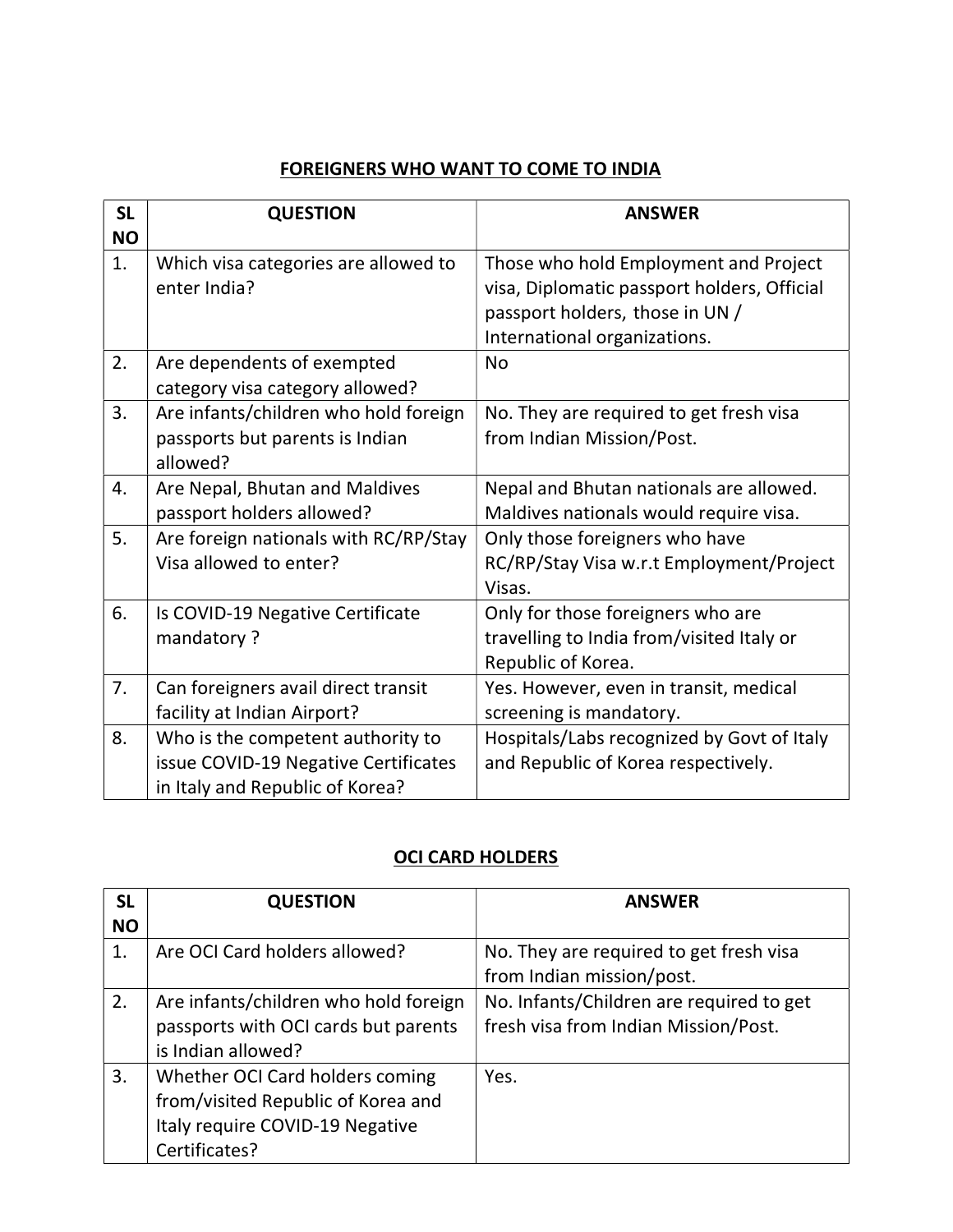## FOREIGNERS WHO WANT TO COME TO INDIA

| SL NO | QUESTION | ANSWER |
|---|---|---|
| 1. | Which visa categories are allowed to enter India? | Those who hold Employment and Project visa, Diplomatic passport holders, Official passport holders, those in UN / International organizations. |
| 2. | Are dependents of exempted category visa category allowed? | No |
| 3. | Are infants/children who hold foreign passports but parents is Indian allowed? | No. They are required to get fresh visa from Indian Mission/Post. |
| 4. | Are Nepal, Bhutan and Maldives passport holders allowed? | Nepal and Bhutan nationals are allowed. Maldives nationals would require visa. |
| 5. | Are foreign nationals with RC/RP/Stay Visa allowed to enter? | Only those foreigners who have RC/RP/Stay Visa w.r.t Employment/Project Visas. |
| 6. | Is COVID-19 Negative Certificate mandatory ? | Only for those foreigners who are travelling to India from/visited Italy or Republic of Korea. |
| 7. | Can foreigners avail direct transit facility at Indian Airport? | Yes. However, even in transit, medical screening is mandatory. |
| 8. | Who is the competent authority to issue COVID-19 Negative Certificates in Italy and Republic of Korea? | Hospitals/Labs recognized by Govt of Italy and Republic of Korea respectively. |

## OCI CARD HOLDERS

| SL NO | QUESTION | ANSWER |
|---|---|---|
| 1. | Are OCI Card holders allowed? | No. They are required to get fresh visa from Indian mission/post. |
| 2. | Are infants/children who hold foreign passports with OCI cards but parents is Indian allowed? | No. Infants/Children are required to get fresh visa from Indian Mission/Post. |
| 3. | Whether OCI Card holders coming from/visited Republic of Korea and Italy require COVID-19 Negative Certificates? | Yes. |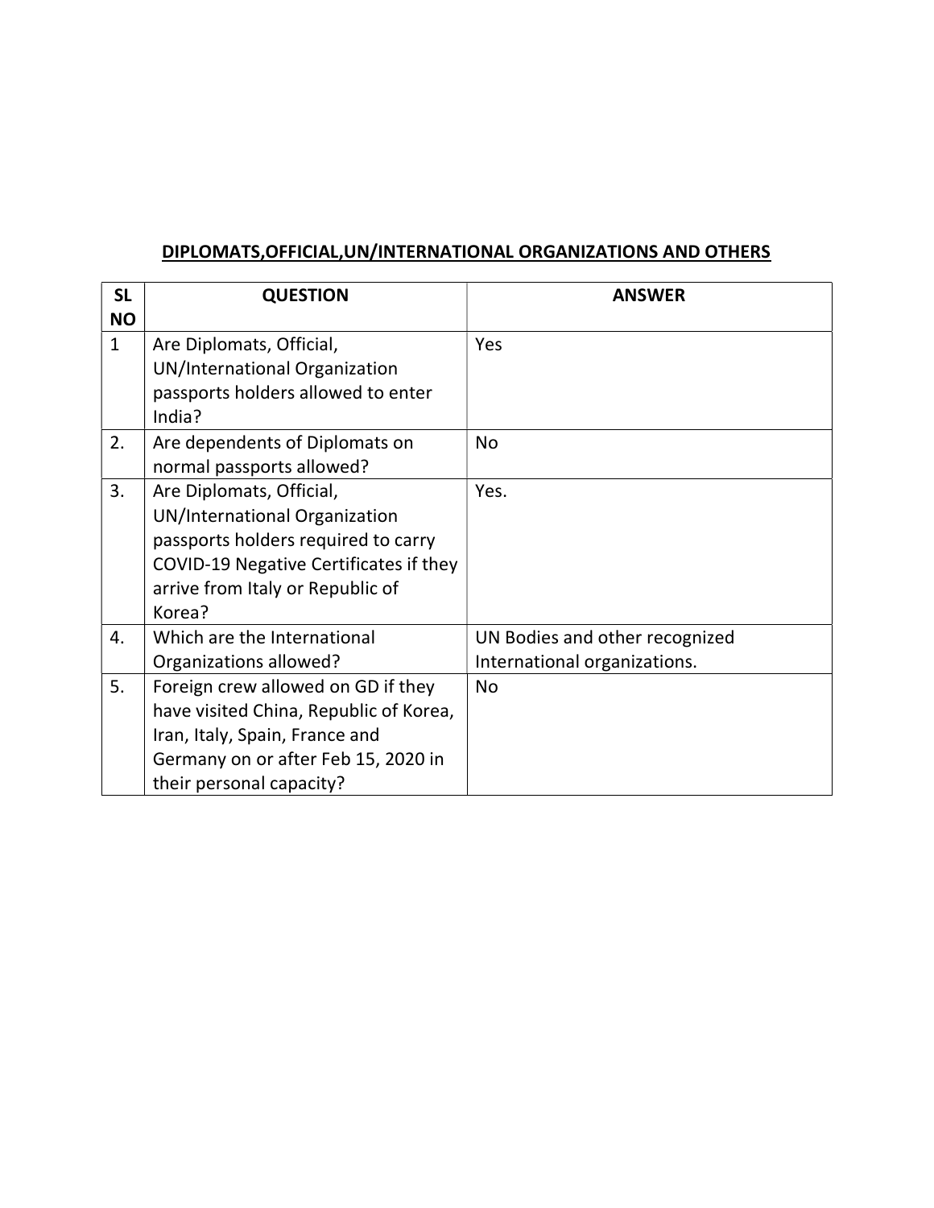## DIPLOMATS,OFFICIAL,UN/INTERNATIONAL ORGANIZATIONS AND OTHERS

| SL NO | QUESTION | ANSWER |
|---|---|---|
| 1 | Are Diplomats, Official, UN/International Organization passports holders allowed to enter India? | Yes |
| 2. | Are dependents of Diplomats on normal passports allowed? | No |
| 3. | Are Diplomats, Official, UN/International Organization passports holders required to carry COVID-19 Negative Certificates if they arrive from Italy or Republic of Korea? | Yes. |
| 4. | Which are the International Organizations allowed? | UN Bodies and other recognized International organizations. |
| 5. | Foreign crew allowed on GD if they have visited China, Republic of Korea, Iran, Italy, Spain, France and Germany on or after Feb 15, 2020 in their personal capacity? | No |